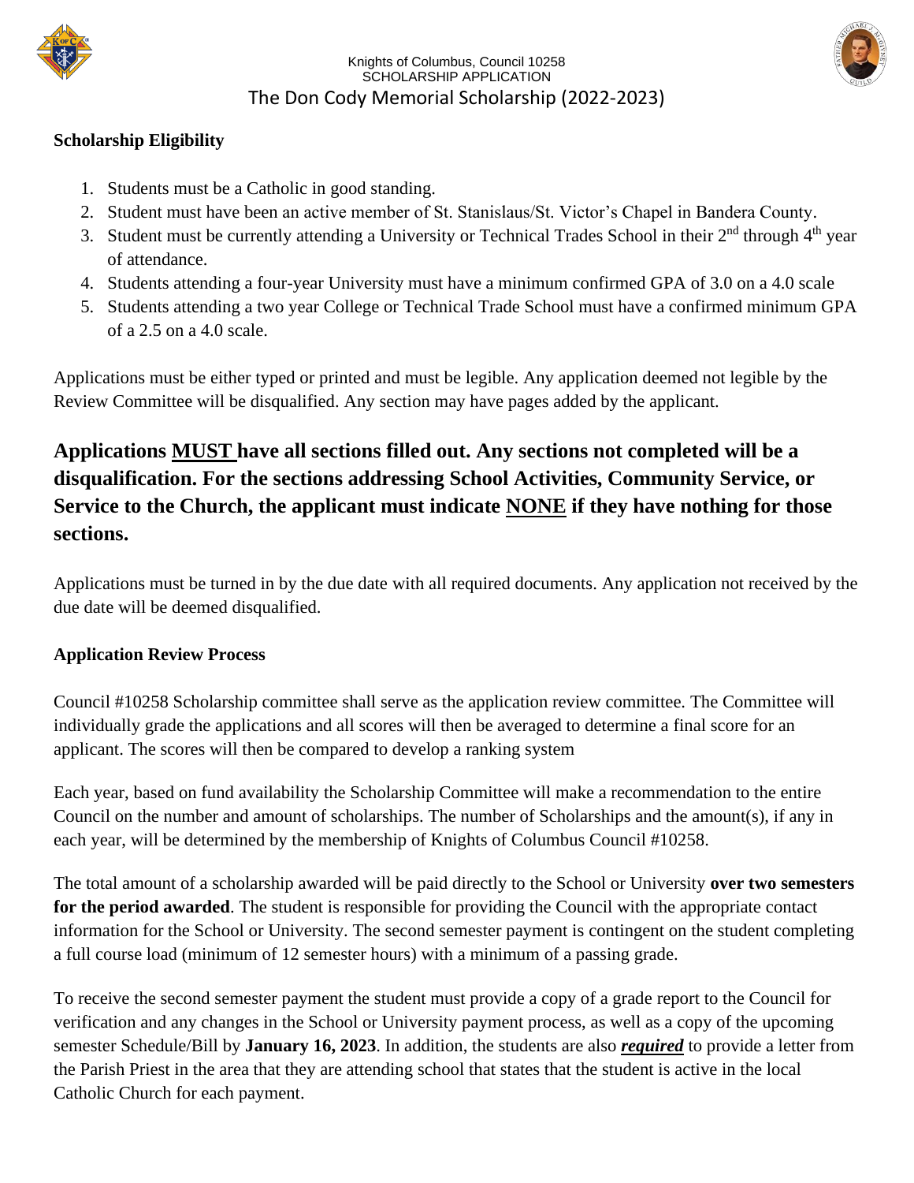Knights of Columbus, Council 10258
SCHOLARSHIP APPLICATION

# The Don Cody Memorial Scholarship (2022-2023)

**Scholarship Eligibility**

1. Students must be a Catholic in good standing.
2. Student must have been an active member of St. Stanislaus/St. Victor's Chapel in Bandera County.
3. Student must be currently attending a University or Technical Trades School in their 2nd through 4th year of attendance.
4. Students attending a four-year University must have a minimum confirmed GPA of 3.0 on a 4.0 scale
5. Students attending a two year College or Technical Trade School must have a confirmed minimum GPA of a 2.5 on a 4.0 scale.

Applications must be either typed or printed and must be legible. Any application deemed not legible by the Review Committee will be disqualified. Any section may have pages added by the applicant.

**Applications MUST have all sections filled out. Any sections not completed will be a disqualification. For the sections addressing School Activities, Community Service, or Service to the Church, the applicant must indicate NONE if they have nothing for those sections.**

Applications must be turned in by the due date with all required documents. Any application not received by the due date will be deemed disqualified.

**Application Review Process**

Council #10258 Scholarship committee shall serve as the application review committee. The Committee will individually grade the applications and all scores will then be averaged to determine a final score for an applicant. The scores will then be compared to develop a ranking system

Each year, based on fund availability the Scholarship Committee will make a recommendation to the entire Council on the number and amount of scholarships. The number of Scholarships and the amount(s), if any in each year, will be determined by the membership of Knights of Columbus Council #10258.

The total amount of a scholarship awarded will be paid directly to the School or University **over two semesters for the period awarded**. The student is responsible for providing the Council with the appropriate contact information for the School or University. The second semester payment is contingent on the student completing a full course load (minimum of 12 semester hours) with a minimum of a passing grade.

To receive the second semester payment the student must provide a copy of a grade report to the Council for verification and any changes in the School or University payment process, as well as a copy of the upcoming semester Schedule/Bill by **January 16, 2023**. In addition, the students are also ***required*** to provide a letter from the Parish Priest in the area that they are attending school that states that the student is active in the local Catholic Church for each payment.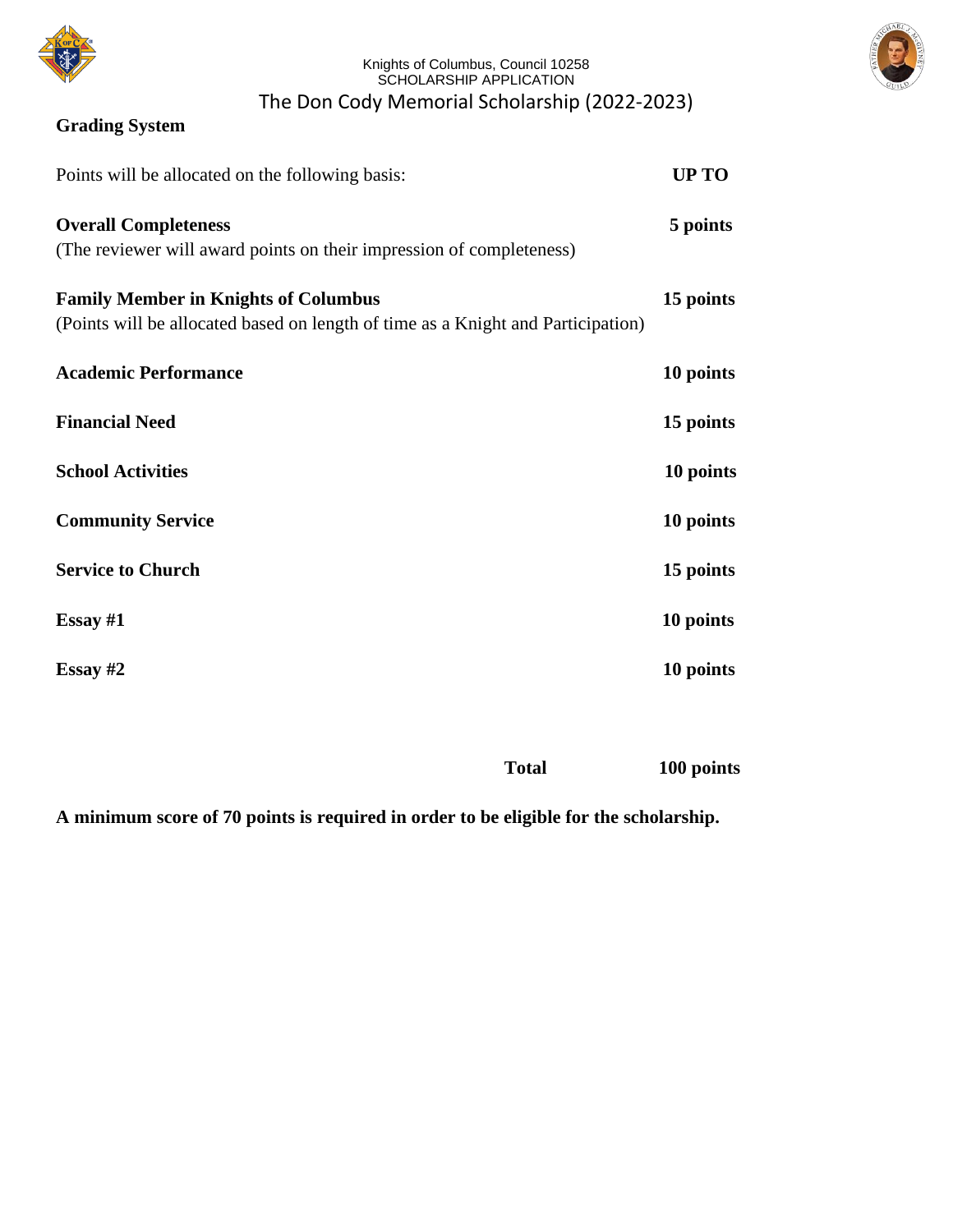Knights of Columbus, Council 10258
SCHOLARSHIP APPLICATION

# The Don Cody Memorial Scholarship (2022-2023)

## Grading System

| Points will be allocated on the following basis: | **UP TO** |
|---|---|
| **Overall Completeness**<br>(The reviewer will award points on their impression of completeness) | **5 points** |
| **Family Member in Knights of Columbus**<br>(Points will be allocated based on length of time as a Knight and Participation) | **15 points** |
| **Academic Performance** | **10 points** |
| **Financial Need** | **15 points** |
| **School Activities** | **10 points** |
| **Community Service** | **10 points** |
| **Service to Church** | **15 points** |
| **Essay #1** | **10 points** |
| **Essay #2** | **10 points** |
| **Total** | **100 points** |

**A minimum score of 70 points is required in order to be eligible for the scholarship.**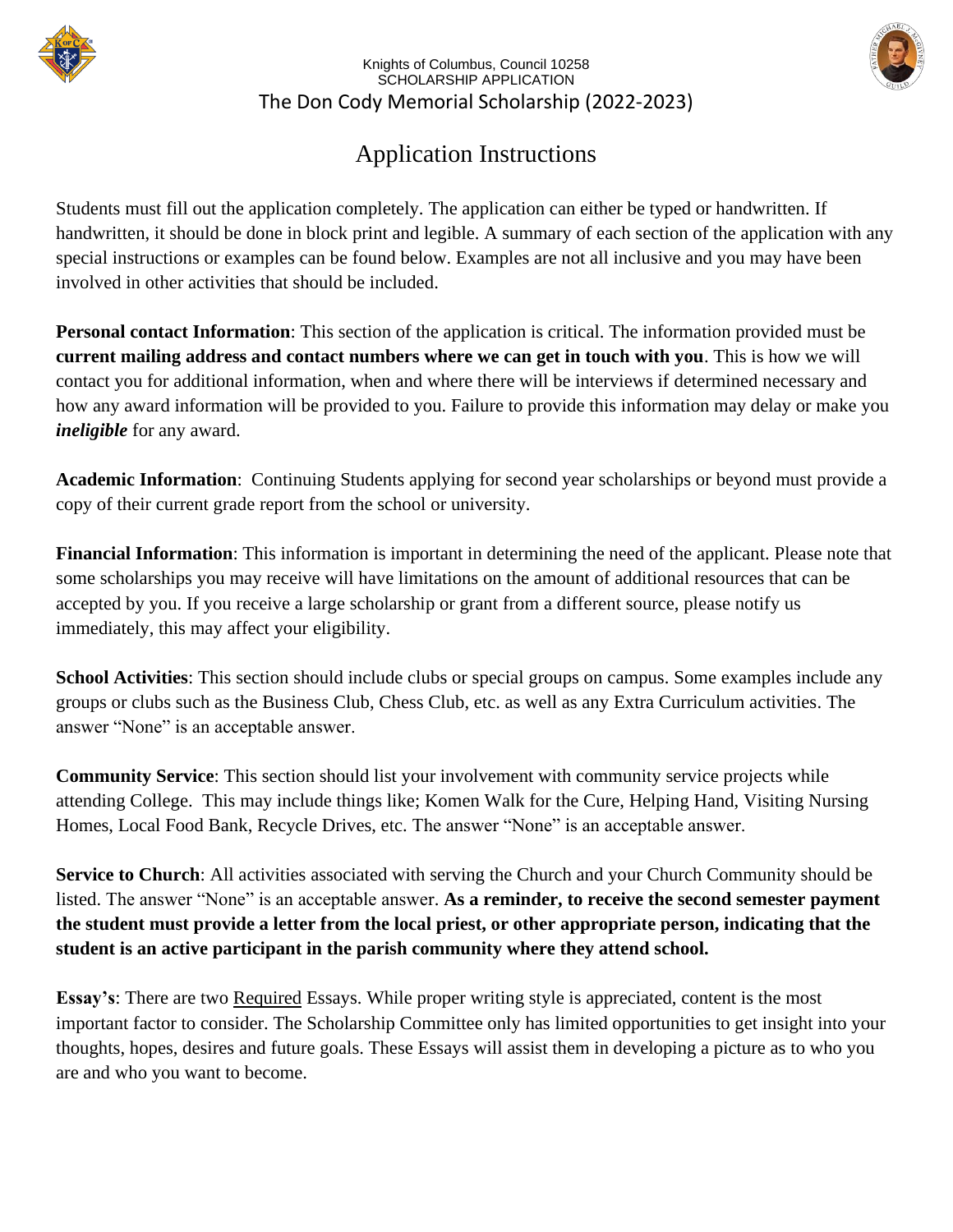Knights of Columbus, Council 10258
SCHOLARSHIP APPLICATION
The Don Cody Memorial Scholarship (2022-2023)

# Application Instructions

Students must fill out the application completely. The application can either be typed or handwritten. If handwritten, it should be done in block print and legible. A summary of each section of the application with any special instructions or examples can be found below. Examples are not all inclusive and you may have been involved in other activities that should be included.

**Personal contact Information**: This section of the application is critical. The information provided must be **current mailing address and contact numbers where we can get in touch with you**. This is how we will contact you for additional information, when and where there will be interviews if determined necessary and how any award information will be provided to you. Failure to provide this information may delay or make you ***ineligible*** for any award.

**Academic Information**: Continuing Students applying for second year scholarships or beyond must provide a copy of their current grade report from the school or university.

**Financial Information**: This information is important in determining the need of the applicant. Please note that some scholarships you may receive will have limitations on the amount of additional resources that can be accepted by you. If you receive a large scholarship or grant from a different source, please notify us immediately, this may affect your eligibility.

**School Activities**: This section should include clubs or special groups on campus. Some examples include any groups or clubs such as the Business Club, Chess Club, etc. as well as any Extra Curriculum activities. The answer "None" is an acceptable answer.

**Community Service**: This section should list your involvement with community service projects while attending College. This may include things like; Komen Walk for the Cure, Helping Hand, Visiting Nursing Homes, Local Food Bank, Recycle Drives, etc. The answer "None" is an acceptable answer.

**Service to Church**: All activities associated with serving the Church and your Church Community should be listed. The answer "None" is an acceptable answer. **As a reminder, to receive the second semester payment the student must provide a letter from the local priest, or other appropriate person, indicating that the student is an active participant in the parish community where they attend school.**

**Essay's**: There are two Required Essays. While proper writing style is appreciated, content is the most important factor to consider. The Scholarship Committee only has limited opportunities to get insight into your thoughts, hopes, desires and future goals. These Essays will assist them in developing a picture as to who you are and who you want to become.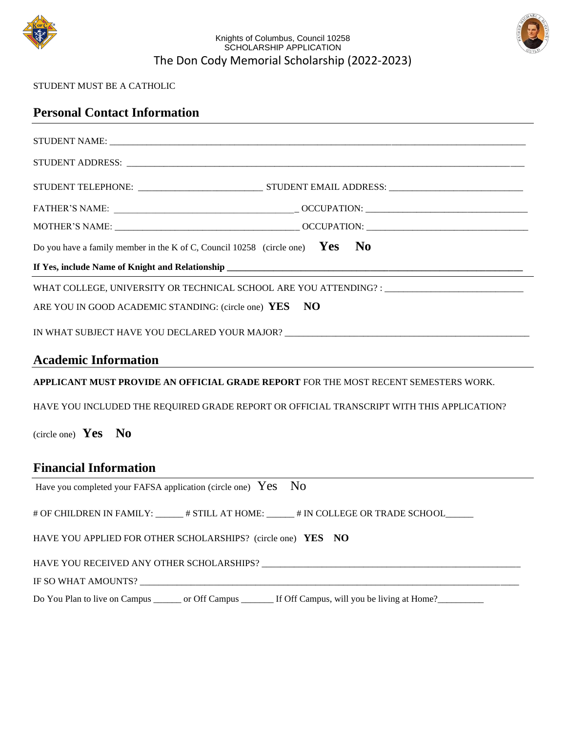Knights of Columbus, Council 10258
SCHOLARSHIP APPLICATION

# The Don Cody Memorial Scholarship (2022-2023)

STUDENT MUST BE A CATHOLIC

## Personal Contact Information

STUDENT NAME: ______________________________________________________________________________

STUDENT ADDRESS: ___________________________________________________________________________

STUDENT TELEPHONE: __________________________ STUDENT EMAIL ADDRESS: ____________________________

FATHER'S NAME: _______________________________________ OCCUPATION: __________________________________

MOTHER'S NAME: _______________________________________ OCCUPATION: __________________________________

Do you have a family member in the K of C, Council 10258 (circle one) **Yes** **No**

**If Yes, include Name of Knight and Relationship** ______________________________________________________

WHAT COLLEGE, UNIVERSITY OR TECHNICAL SCHOOL ARE YOU ATTENDING? : _____________________________

ARE YOU IN GOOD ACADEMIC STANDING: (circle one) **YES** **NO**

IN WHAT SUBJECT HAVE YOU DECLARED YOUR MAJOR? _____________________________________________

## Academic Information

**APPLICANT MUST PROVIDE AN OFFICIAL GRADE REPORT** FOR THE MOST RECENT SEMESTERS WORK.

HAVE YOU INCLUDED THE REQUIRED GRADE REPORT OR OFFICIAL TRANSCRIPT WITH THIS APPLICATION?

(circle one) **Yes** **No**

## Financial Information

Have you completed your FAFSA application (circle one) Yes No

# OF CHILDREN IN FAMILY: ______ # STILL AT HOME: ______ # IN COLLEGE OR TRADE SCHOOL______

HAVE YOU APPLIED FOR OTHER SCHOLARSHIPS? (circle one) **YES** **NO**

HAVE YOU RECEIVED ANY OTHER SCHOLARSHIPS? ________________________________________________________

IF SO WHAT AMOUNTS? _________________________________________________________________________

Do You Plan to live on Campus ______ or Off Campus _______ If Off Campus, will you be living at Home?__________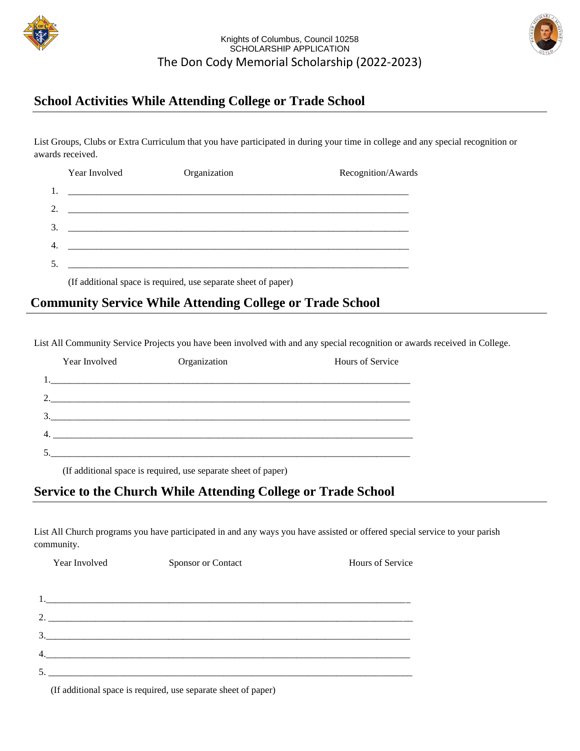Knights of Columbus, Council 10258
SCHOLARSHIP APPLICATION
The Don Cody Memorial Scholarship (2022-2023)

## School Activities While Attending College or Trade School

List Groups, Clubs or Extra Curriculum that you have participated in during your time in college and any special recognition or awards received.

| | Year Involved | Organization | Recognition/Awards |
|---|---|---|---|
| 1. | | | |
| 2. | | | |
| 3. | | | |
| 4. | | | |
| 5. | | | |

(If additional space is required, use separate sheet of paper)

## Community Service While Attending College or Trade School

List All Community Service Projects you have been involved with and any special recognition or awards received in College.

| | Year Involved | Organization | Hours of Service |
|---|---|---|---|
| 1. | | | |
| 2. | | | |
| 3. | | | |
| 4. | | | |
| 5. | | | |

(If additional space is required, use separate sheet of paper)

## Service to the Church While Attending College or Trade School

List All Church programs you have participated in and any ways you have assisted or offered special service to your parish community.

| | Year Involved | Sponsor or Contact | Hours of Service |
|---|---|---|---|
| 1. | | | |
| 2. | | | |
| 3. | | | |
| 4. | | | |
| 5. | | | |

(If additional space is required, use separate sheet of paper)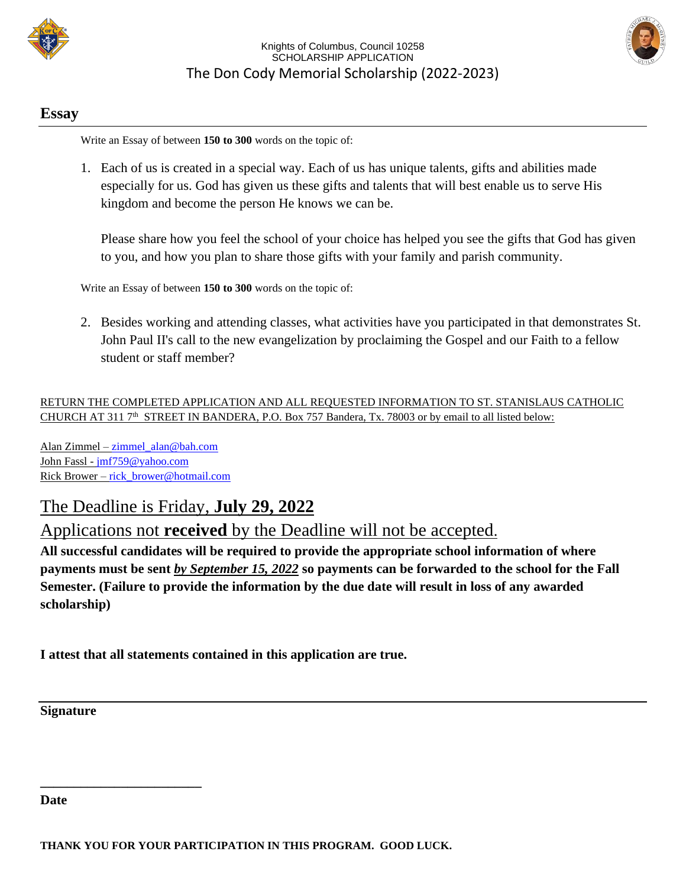Knights of Columbus, Council 10258
SCHOLARSHIP APPLICATION
The Don Cody Memorial Scholarship (2022-2023)

## Essay

Write an Essay of between **150 to 300** words on the topic of:

1. Each of us is created in a special way. Each of us has unique talents, gifts and abilities made especially for us. God has given us these gifts and talents that will best enable us to serve His kingdom and become the person He knows we can be.

   Please share how you feel the school of your choice has helped you see the gifts that God has given to you, and how you plan to share those gifts with your family and parish community.

Write an Essay of between **150 to 300** words on the topic of:

2. Besides working and attending classes, what activities have you participated in that demonstrates St. John Paul II's call to the new evangelization by proclaiming the Gospel and our Faith to a fellow student or staff member?

RETURN THE COMPLETED APPLICATION AND ALL REQUESTED INFORMATION TO ST. STANISLAUS CATHOLIC CHURCH AT 311 7th STREET IN BANDERA, P.O. Box 757 Bandera, Tx. 78003 or by email to all listed below:

Alan Zimmel – zimmel_alan@bah.com
John Fassl - jmf759@yahoo.com
Rick Brower – rick_brower@hotmail.com

## The Deadline is Friday, **July 29, 2022**

## Applications not **received** by the Deadline will not be accepted.

**All successful candidates will be required to provide the appropriate school information of where payments must be sent *by September 15, 2022* so payments can be forwarded to the school for the Fall Semester. (Failure to provide the information by the due date will result in loss of any awarded scholarship)**

**I attest that all statements contained in this application are true.**

**Signature**

________________________

**Date**

**THANK YOU FOR YOUR PARTICIPATION IN THIS PROGRAM. GOOD LUCK.**